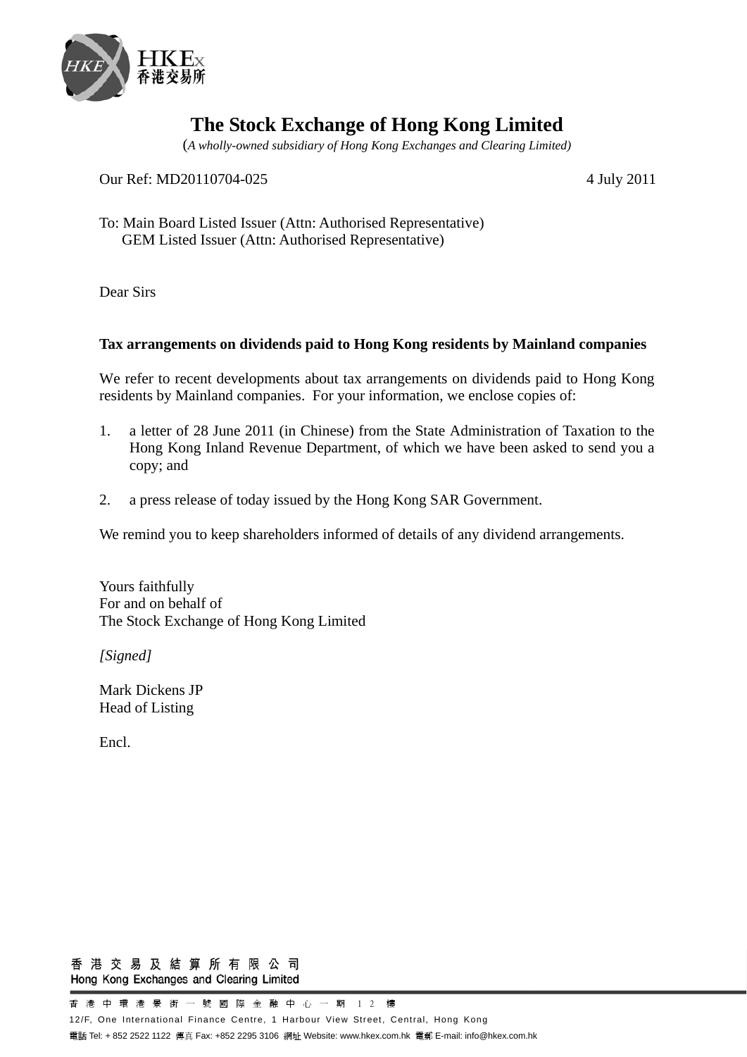HKEx 香港交易所

# The Stock Exchange of Hong Kong Limited

(*A wholly-owned subsidiary of Hong Kong Exchanges and Clearing Limited)*

Our Ref: MD20110704-025

4 July 2011

To: Main Board Listed Issuer (Attn: Authorised Representative)
GEM Listed Issuer (Attn: Authorised Representative)

Dear Sirs

**Tax arrangements on dividends paid to Hong Kong residents by Mainland companies**

We refer to recent developments about tax arrangements on dividends paid to Hong Kong residents by Mainland companies. For your information, we enclose copies of:

1. a letter of 28 June 2011 (in Chinese) from the State Administration of Taxation to the Hong Kong Inland Revenue Department, of which we have been asked to send you a copy; and

2. a press release of today issued by the Hong Kong SAR Government.

We remind you to keep shareholders informed of details of any dividend arrangements.

Yours faithfully
For and on behalf of
The Stock Exchange of Hong Kong Limited

*[Signed]*

Mark Dickens JP
Head of Listing

Encl.

香港交易及結算所有限公司
Hong Kong Exchanges and Clearing Limited

香港中環港景街一號國際金融中心一期12樓
12/F, One International Finance Centre, 1 Harbour View Street, Central, Hong Kong
電話 Tel: + 852 2522 1122 傳真 Fax: +852 2295 3106 網址 Website: www.hkex.com.hk 電郵 E-mail: info@hkex.com.hk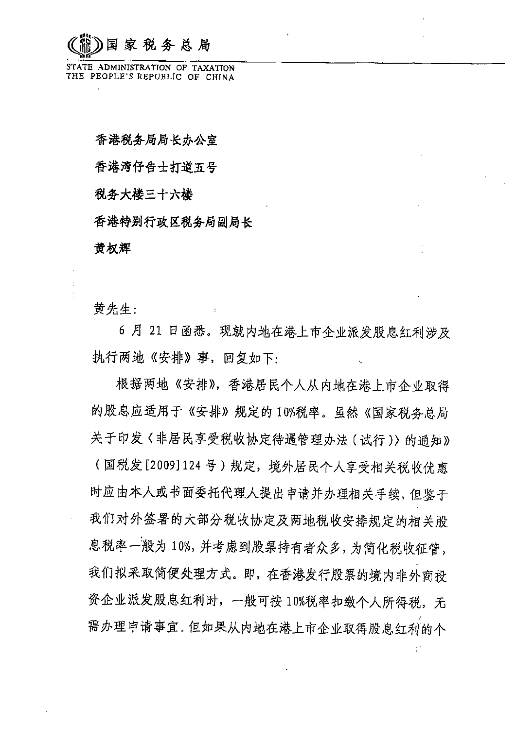国家税务总局

STATE ADMINISTRATION OF TAXATION
THE PEOPLE'S REPUBLIC OF CHINA

香港税务局局长办公室

香港湾仔告士打道五号

税务大楼三十六楼

香港特别行政区税务局副局长

黄权辉

黄先生：

6 月 21 日函悉。现就内地在港上市企业派发股息红利涉及执行两地《安排》事，回复如下：

根据两地《安排》，香港居民个人从内地在港上市企业取得的股息应适用于《安排》规定的 10%税率。虽然《国家税务总局关于印发〈非居民享受税收协定待遇管理办法（试行）〉的通知》（国税发[2009]124 号）规定，境外居民个人享受相关税收优惠时应由本人或书面委托代理人提出申请并办理相关手续，但鉴于我们对外签署的大部分税收协定及两地税收安排规定的相关股息税率一般为 10%，并考虑到股票持有者众多，为简化税收征管，我们拟采取简便处理方式。即，在香港发行股票的境内非外商投资企业派发股息红利时，一般可按 10%税率扣缴个人所得税，无需办理申请事宜。但如果从内地在港上市企业取得股息红利的个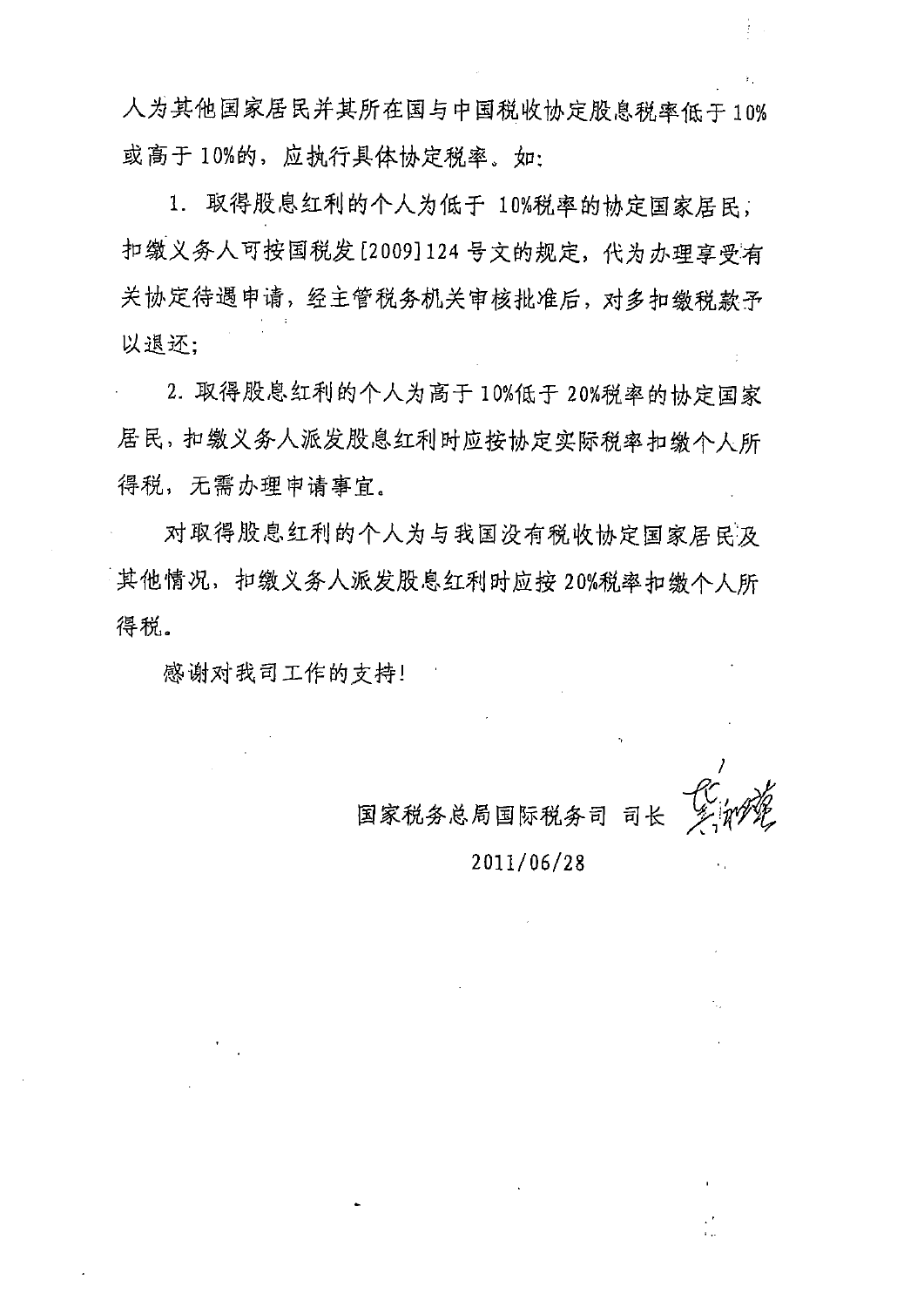人为其他国家居民并其所在国与中国税收协定股息税率低于10%或高于10%的，应执行具体协定税率。如：

1. 取得股息红利的个人为低于 10%税率的协定国家居民，扣缴义务人可按国税发[2009]124 号文的规定，代为办理享受有关协定待遇申请，经主管税务机关审核批准后，对多扣缴税款予以退还；

2. 取得股息红利的个人为高于10%低于 20%税率的协定国家居民，扣缴义务人派发股息红利时应按协定实际税率扣缴个人所得税，无需办理申请事宜。

对取得股息红利的个人为与我国没有税收协定国家居民及其他情况，扣缴义务人派发股息红利时应按 20%税率扣缴个人所得税。

感谢对我司工作的支持！

国家税务总局国际税务司 司长

2011/06/28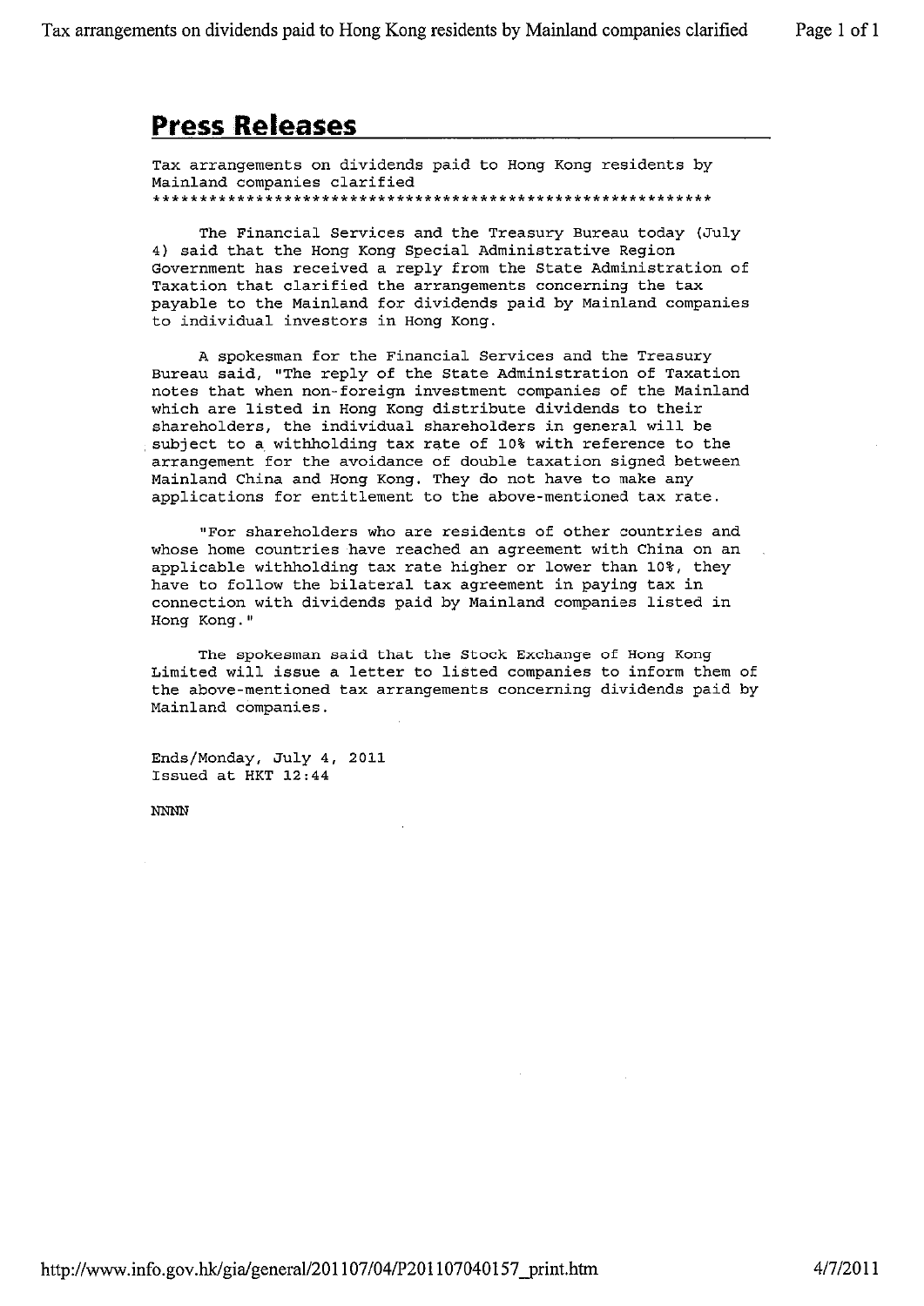# Press Releases

Tax arrangements on dividends paid to Hong Kong residents by Mainland companies clarified
************************************************************

The Financial Services and the Treasury Bureau today (July 4) said that the Hong Kong Special Administrative Region Government has received a reply from the State Administration of Taxation that clarified the arrangements concerning the tax payable to the Mainland for dividends paid by Mainland companies to individual investors in Hong Kong.

A spokesman for the Financial Services and the Treasury Bureau said, "The reply of the State Administration of Taxation notes that when non-foreign investment companies of the Mainland which are listed in Hong Kong distribute dividends to their shareholders, the individual shareholders in general will be subject to a withholding tax rate of 10% with reference to the arrangement for the avoidance of double taxation signed between Mainland China and Hong Kong. They do not have to make any applications for entitlement to the above-mentioned tax rate.

"For shareholders who are residents of other countries and whose home countries have reached an agreement with China on an applicable withholding tax rate higher or lower than 10%, they have to follow the bilateral tax agreement in paying tax in connection with dividends paid by Mainland companies listed in Hong Kong."

The spokesman said that the Stock Exchange of Hong Kong Limited will issue a letter to listed companies to inform them of the above-mentioned tax arrangements concerning dividends paid by Mainland companies.

Ends/Monday, July 4, 2011
Issued at HKT 12:44

NNNN